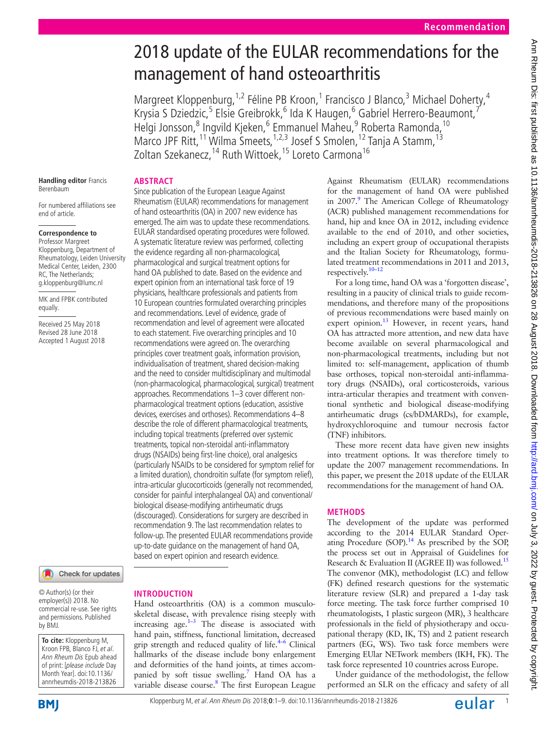# 2018 update of the EULAR recommendations for the management of hand osteoarthritis

Margreet Kloppenburg,[1,2] Féline PB Kroon,[1] Francisco J Blanco,[3] Michael Doherty,[4] Krysia S Dziedzic,[5] Elsie Greibrokk,[6] Ida K Haugen,[6] Gabriel Herrero-Beaumont,[7] Helgi Jonsson,[8] Ingvild Kjeken,[6] Emmanuel Maheu,[9] Roberta Ramonda,[10] Marco JPF Ritt,[11] Wilma Smeets,[1,2,3] Josef S Smolen,[12] Tanja A Stamm,[13] Zoltan Szekanecz,[14] Ruth Wittoek,[15] Loreto Carmona[16]

Handling editor Francis Berenbaum

For numbered affiliations see end of article.

**Correspondence to**
Professor Margreet Kloppenburg, Department of Rheumatology, Leiden University Medical Center, Leiden, 2300 RC, The Netherlands; g.kloppenburg@lumc.nl

MK and FPBK contributed equally.

Received 25 May 2018
Revised 28 June 2018
Accepted 1 August 2018

© Author(s) (or their employer(s)) 2018. No commercial re-use. See rights and permissions. Published by BMJ.

**To cite:** Kloppenburg M, Kroon FPB, Blanco FJ, *et al*. *Ann Rheum Dis* Epub ahead of print: [*please include* Day Month Year]. doi:10.1136/annrheumdis-2018-213826

## ABSTRACT

Since publication of the European League Against Rheumatism (EULAR) recommendations for management of hand osteoarthritis (OA) in 2007 new evidence has emerged. The aim was to update these recommendations. EULAR standardised operating procedures were followed. A systematic literature review was performed, collecting the evidence regarding all non-pharmacological, pharmacological and surgical treatment options for hand OA published to date. Based on the evidence and expert opinion from an international task force of 19 physicians, healthcare professionals and patients from 10 European countries formulated overarching principles and recommendations. Level of evidence, grade of recommendation and level of agreement were allocated to each statement. Five overarching principles and 10 recommendations were agreed on. The overarching principles cover treatment goals, information provision, individualisation of treatment, shared decision-making and the need to consider multidisciplinary and multimodal (non-pharmacological, pharmacological, surgical) treatment approaches. Recommendations 1–3 cover different non-pharmacological treatment options (education, assistive devices, exercises and orthoses). Recommendations 4–8 describe the role of different pharmacological treatments, including topical treatments (preferred over systemic treatments, topical non-steroidal anti-inflammatory drugs (NSAIDs) being first-line choice), oral analgesics (particularly NSAIDs to be considered for symptom relief for a limited duration), chondroitin sulfate (for symptom relief), intra-articular glucocorticoids (generally not recommended, consider for painful interphalangeal OA) and conventional/biological disease-modifying antirheumatic drugs (discouraged). Considerations for surgery are described in recommendation 9. The last recommendation relates to follow-up. The presented EULAR recommendations provide up-to-date guidance on the management of hand OA, based on expert opinion and research evidence.

## INTRODUCTION

Hand osteoarthritis (OA) is a common musculoskeletal disease, with prevalence rising steeply with increasing age.[1–3] The disease is associated with hand pain, stiffness, functional limitation, decreased grip strength and reduced quality of life.[4–6] Clinical hallmarks of the disease include bony enlargement and deformities of the hand joints, at times accompanied by soft tissue swelling.[7] Hand OA has a variable disease course.[8] The first European League Against Rheumatism (EULAR) recommendations for the management of hand OA were published in 2007.[9] The American College of Rheumatology (ACR) published management recommendations for hand, hip and knee OA in 2012, including evidence available to the end of 2010, and other societies, including an expert group of occupational therapists and the Italian Society for Rheumatology, formulated treatment recommendations in 2011 and 2013, respectively.[10–12]

For a long time, hand OA was a 'forgotten disease', resulting in a paucity of clinical trials to guide recommendations, and therefore many of the propositions of previous recommendations were based mainly on expert opinion.[13] However, in recent years, hand OA has attracted more attention, and new data have become available on several pharmacological and non-pharmacological treatments, including but not limited to: self-management, application of thumb base orthoses, topical non-steroidal anti-inflammatory drugs (NSAIDs), oral corticosteroids, various intra-articular therapies and treatment with conventional synthetic and biological disease-modifying antirheumatic drugs (cs/bDMARDs), for example, hydroxychloroquine and tumour necrosis factor (TNF) inhibitors.

These more recent data have given new insights into treatment options. It was therefore timely to update the 2007 management recommendations. In this paper, we present the 2018 update of the EULAR recommendations for the management of hand OA.

## METHODS

The development of the update was performed according to the 2014 EULAR Standard Operating Procedure (SOP).[14] As prescribed by the SOP, the process set out in Appraisal of Guidelines for Research & Evaluation II (AGREE II) was followed.[15] The convenor (MK), methodologist (LC) and fellow (FK) defined research questions for the systematic literature review (SLR) and prepared a 1-day task force meeting. The task force further comprised 10 rheumatologists, 1 plastic surgeon (MR), 3 healthcare professionals in the field of physiotherapy and occupational therapy (KD, IK, TS) and 2 patient research partners (EG, WS). Two task force members were Emerging EUlar NETwork members (IKH, FK). The task force represented 10 countries across Europe.

Under guidance of the methodologist, the fellow performed an SLR on the efficacy and safety of all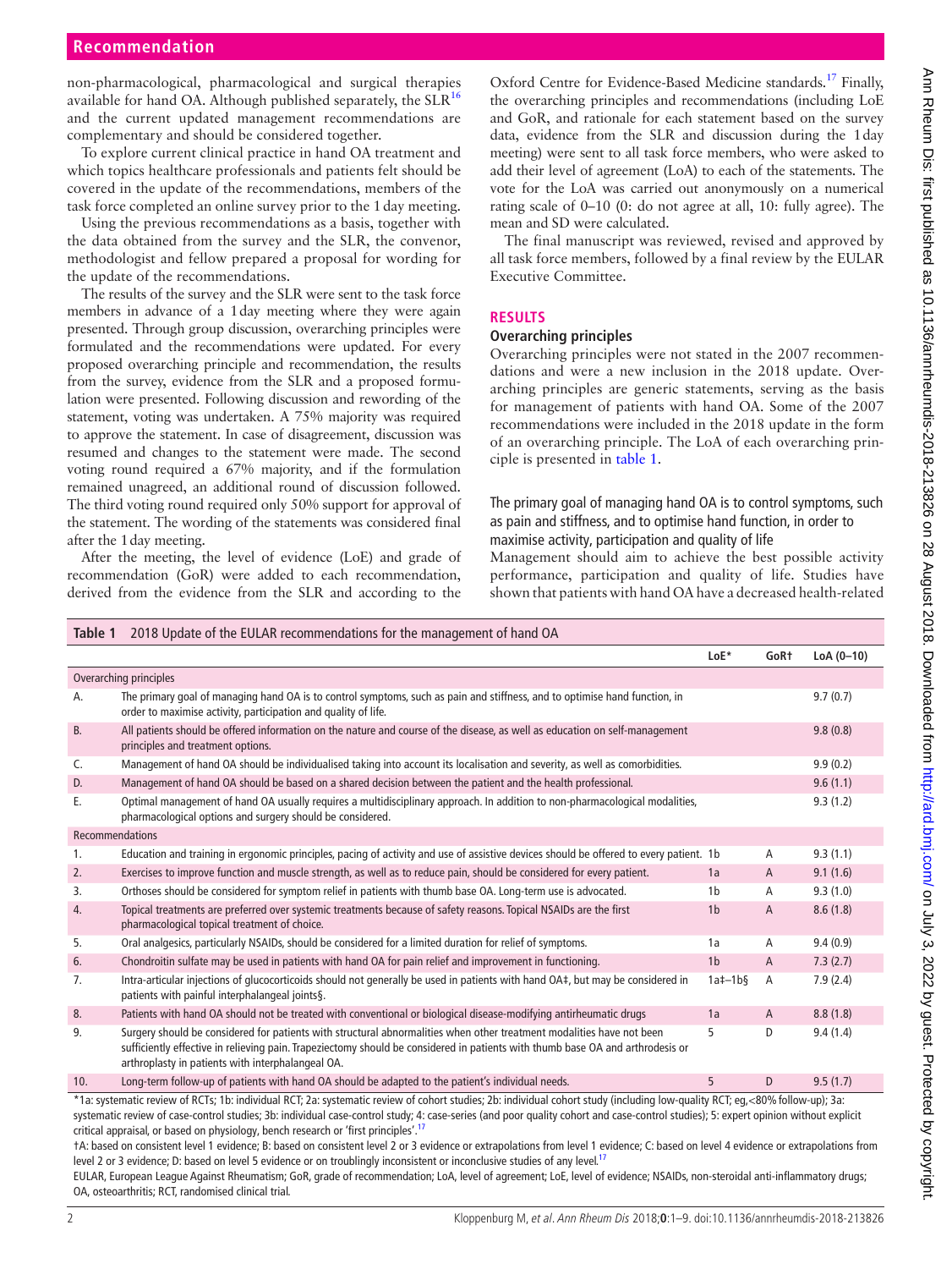non-pharmacological, pharmacological and surgical therapies available for hand OA. Although published separately, the SLR[16] and the current updated management recommendations are complementary and should be considered together.

To explore current clinical practice in hand OA treatment and which topics healthcare professionals and patients felt should be covered in the update of the recommendations, members of the task force completed an online survey prior to the 1 day meeting.

Using the previous recommendations as a basis, together with the data obtained from the survey and the SLR, the convenor, methodologist and fellow prepared a proposal for wording for the update of the recommendations.

The results of the survey and the SLR were sent to the task force members in advance of a 1 day meeting where they were again presented. Through group discussion, overarching principles were formulated and the recommendations were updated. For every proposed overarching principle and recommendation, the results from the survey, evidence from the SLR and a proposed formulation were presented. Following discussion and rewording of the statement, voting was undertaken. A 75% majority was required to approve the statement. In case of disagreement, discussion was resumed and changes to the statement were made. The second voting round required a 67% majority, and if the formulation remained unagreed, an additional round of discussion followed. The third voting round required only 50% support for approval of the statement. The wording of the statements was considered final after the 1 day meeting.

After the meeting, the level of evidence (LoE) and grade of recommendation (GoR) were added to each recommendation, derived from the evidence from the SLR and according to the Oxford Centre for Evidence-Based Medicine standards.[17] Finally, the overarching principles and recommendations (including LoE and GoR, and rationale for each statement based on the survey data, evidence from the SLR and discussion during the 1 day meeting) were sent to all task force members, who were asked to add their level of agreement (LoA) to each of the statements. The vote for the LoA was carried out anonymously on a numerical rating scale of 0–10 (0: do not agree at all, 10: fully agree). The mean and SD were calculated.

The final manuscript was reviewed, revised and approved by all task force members, followed by a final review by the EULAR Executive Committee.

## RESULTS

### Overarching principles

Overarching principles were not stated in the 2007 recommendations and were a new inclusion in the 2018 update. Overarching principles are generic statements, serving as the basis for management of patients with hand OA. Some of the 2007 recommendations were included in the 2018 update in the form of an overarching principle. The LoA of each overarching principle is presented in table 1.

#### The primary goal of managing hand OA is to control symptoms, such as pain and stiffness, and to optimise hand function, in order to maximise activity, participation and quality of life

Management should aim to achieve the best possible activity performance, participation and quality of life. Studies have shown that patients with hand OA have a decreased health-related

**Table 1** 2018 Update of the EULAR recommendations for the management of hand OA

| | | LoE* | GoR† | LoA (0–10) |
|---|---|---|---|---|
| Overarching principles | | | | |
| A. | The primary goal of managing hand OA is to control symptoms, such as pain and stiffness, and to optimise hand function, in order to maximise activity, participation and quality of life. | | | 9.7 (0.7) |
| B. | All patients should be offered information on the nature and course of the disease, as well as education on self-management principles and treatment options. | | | 9.8 (0.8) |
| C. | Management of hand OA should be individualised taking into account its localisation and severity, as well as comorbidities. | | | 9.9 (0.2) |
| D. | Management of hand OA should be based on a shared decision between the patient and the health professional. | | | 9.6 (1.1) |
| E. | Optimal management of hand OA usually requires a multidisciplinary approach. In addition to non-pharmacological modalities, pharmacological options and surgery should be considered. | | | 9.3 (1.2) |
| Recommendations | | | | |
| 1. | Education and training in ergonomic principles, pacing of activity and use of assistive devices should be offered to every patient. | 1b | A | 9.3 (1.1) |
| 2. | Exercises to improve function and muscle strength, as well as to reduce pain, should be considered for every patient. | 1a | A | 9.1 (1.6) |
| 3. | Orthoses should be considered for symptom relief in patients with thumb base OA. Long-term use is advocated. | 1b | A | 9.3 (1.0) |
| 4. | Topical treatments are preferred over systemic treatments because of safety reasons. Topical NSAIDs are the first pharmacological topical treatment of choice. | 1b | A | 8.6 (1.8) |
| 5. | Oral analgesics, particularly NSAIDs, should be considered for a limited duration for relief of symptoms. | 1a | A | 9.4 (0.9) |
| 6. | Chondroitin sulfate may be used in patients with hand OA for pain relief and improvement in functioning. | 1b | A | 7.3 (2.7) |
| 7. | Intra-articular injections of glucocorticoids should not generally be used in patients with hand OA‡, but may be considered in patients with painful interphalangeal joints§. | 1a‡–1b§ | A | 7.9 (2.4) |
| 8. | Patients with hand OA should not be treated with conventional or biological disease-modifying antirheumatic drugs | 1a | A | 8.8 (1.8) |
| 9. | Surgery should be considered for patients with structural abnormalities when other treatment modalities have not been sufficiently effective in relieving pain. Trapeziectomy should be considered in patients with thumb base OA and arthrodesis or arthroplasty in patients with interphalangeal OA. | 5 | D | 9.4 (1.4) |
| 10. | Long-term follow-up of patients with hand OA should be adapted to the patient's individual needs. | 5 | D | 9.5 (1.7) |

*1a: systematic review of RCTs; 1b: individual RCT; 2a: systematic review of cohort studies; 2b: individual cohort study (including low-quality RCT; eg,<80% follow-up); 3a: systematic review of case-control studies; 3b: individual case-control study; 4: case-series (and poor quality cohort and case-control studies); 5: expert opinion without explicit critical appraisal, or based on physiology, bench research or 'first principles'.[17]

†A: based on consistent level 1 evidence; B: based on consistent level 2 or 3 evidence or extrapolations from level 1 evidence; C: based on level 4 evidence or extrapolations from level 2 or 3 evidence; D: based on level 5 evidence or on troublingly inconsistent or inconclusive studies of any level.[17]

EULAR, European League Against Rheumatism; GoR, grade of recommendation; LoA, level of agreement; LoE, level of evidence; NSAIDs, non-steroidal anti-inflammatory drugs; OA, osteoarthritis; RCT, randomised clinical trial.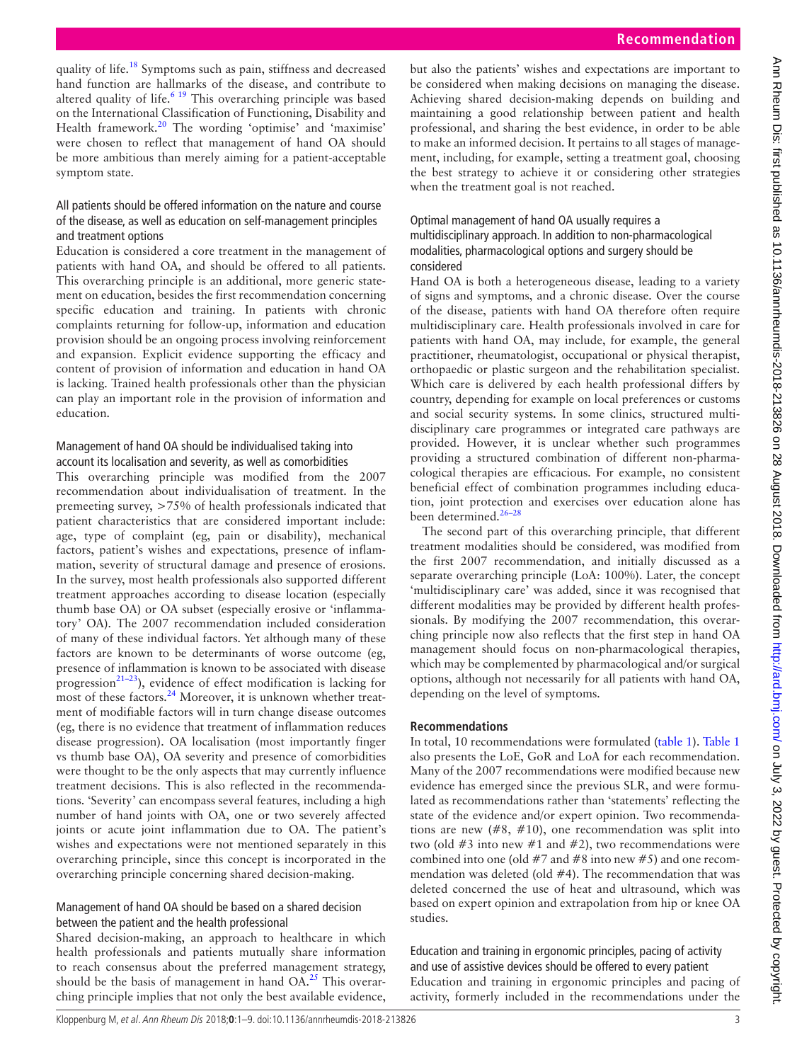quality of life.[18] Symptoms such as pain, stiffness and decreased hand function are hallmarks of the disease, and contribute to altered quality of life.[6 19] This overarching principle was based on the International Classification of Functioning, Disability and Health framework.[20] The wording 'optimise' and 'maximise' were chosen to reflect that management of hand OA should be more ambitious than merely aiming for a patient-acceptable symptom state.

### All patients should be offered information on the nature and course of the disease, as well as education on self-management principles and treatment options

Education is considered a core treatment in the management of patients with hand OA, and should be offered to all patients. This overarching principle is an additional, more generic statement on education, besides the first recommendation concerning specific education and training. In patients with chronic complaints returning for follow-up, information and education provision should be an ongoing process involving reinforcement and expansion. Explicit evidence supporting the efficacy and content of provision of information and education in hand OA is lacking. Trained health professionals other than the physician can play an important role in the provision of information and education.

### Management of hand OA should be individualised taking into account its localisation and severity, as well as comorbidities

This overarching principle was modified from the 2007 recommendation about individualisation of treatment. In the premeeting survey, >75% of health professionals indicated that patient characteristics that are considered important include: age, type of complaint (eg, pain or disability), mechanical factors, patient's wishes and expectations, presence of inflammation, severity of structural damage and presence of erosions. In the survey, most health professionals also supported different treatment approaches according to disease location (especially thumb base OA) or OA subset (especially erosive or 'inflammatory' OA). The 2007 recommendation included consideration of many of these individual factors. Yet although many of these factors are known to be determinants of worse outcome (eg, presence of inflammation is known to be associated with disease progression[21–23]), evidence of effect modification is lacking for most of these factors.[24] Moreover, it is unknown whether treatment of modifiable factors will in turn change disease outcomes (eg, there is no evidence that treatment of inflammation reduces disease progression). OA localisation (most importantly finger vs thumb base OA), OA severity and presence of comorbidities were thought to be the only aspects that may currently influence treatment decisions. This is also reflected in the recommendations. 'Severity' can encompass several features, including a high number of hand joints with OA, one or two severely affected joints or acute joint inflammation due to OA. The patient's wishes and expectations were not mentioned separately in this overarching principle, since this concept is incorporated in the overarching principle concerning shared decision-making.

### Management of hand OA should be based on a shared decision between the patient and the health professional

Shared decision-making, an approach to healthcare in which health professionals and patients mutually share information to reach consensus about the preferred management strategy, should be the basis of management in hand OA.[25] This overarching principle implies that not only the best available evidence, but also the patients' wishes and expectations are important to be considered when making decisions on managing the disease. Achieving shared decision-making depends on building and maintaining a good relationship between patient and health professional, and sharing the best evidence, in order to be able to make an informed decision. It pertains to all stages of management, including, for example, setting a treatment goal, choosing the best strategy to achieve it or considering other strategies when the treatment goal is not reached.

### Optimal management of hand OA usually requires a multidisciplinary approach. In addition to non-pharmacological modalities, pharmacological options and surgery should be considered

Hand OA is both a heterogeneous disease, leading to a variety of signs and symptoms, and a chronic disease. Over the course of the disease, patients with hand OA therefore often require multidisciplinary care. Health professionals involved in care for patients with hand OA, may include, for example, the general practitioner, rheumatologist, occupational or physical therapist, orthopaedic or plastic surgeon and the rehabilitation specialist. Which care is delivered by each health professional differs by country, depending for example on local preferences or customs and social security systems. In some clinics, structured multidisciplinary care programmes or integrated care pathways are provided. However, it is unclear whether such programmes providing a structured combination of different non-pharmacological therapies are efficacious. For example, no consistent beneficial effect of combination programmes including education, joint protection and exercises over education alone has been determined.[26–28]

The second part of this overarching principle, that different treatment modalities should be considered, was modified from the first 2007 recommendation, and initially discussed as a separate overarching principle (LoA: 100%). Later, the concept 'multidisciplinary care' was added, since it was recognised that different modalities may be provided by different health professionals. By modifying the 2007 recommendation, this overarching principle now also reflects that the first step in hand OA management should focus on non-pharmacological therapies, which may be complemented by pharmacological and/or surgical options, although not necessarily for all patients with hand OA, depending on the level of symptoms.

## Recommendations

In total, 10 recommendations were formulated (table 1). Table 1 also presents the LoE, GoR and LoA for each recommendation. Many of the 2007 recommendations were modified because new evidence has emerged since the previous SLR, and were formulated as recommendations rather than 'statements' reflecting the state of the evidence and/or expert opinion. Two recommendations are new (#8, #10), one recommendation was split into two (old #3 into new #1 and #2), two recommendations were combined into one (old #7 and #8 into new #5) and one recommendation was deleted (old #4). The recommendation that was deleted concerned the use of heat and ultrasound, which was based on expert opinion and extrapolation from hip or knee OA studies.

### Education and training in ergonomic principles, pacing of activity and use of assistive devices should be offered to every patient

Education and training in ergonomic principles and pacing of activity, formerly included in the recommendations under the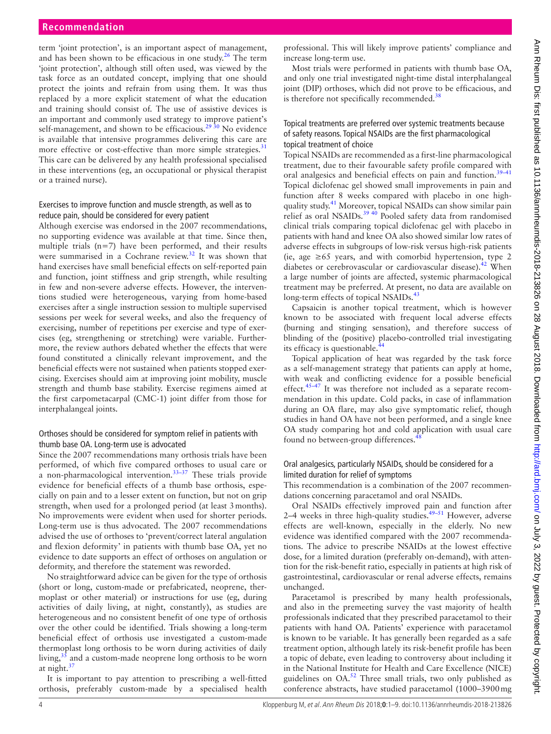term 'joint protection', is an important aspect of management, and has been shown to be efficacious in one study.[26] The term 'joint protection', although still often used, was viewed by the task force as an outdated concept, implying that one should protect the joints and refrain from using them. It was thus replaced by a more explicit statement of what the education and training should consist of. The use of assistive devices is an important and commonly used strategy to improve patient's self-management, and shown to be efficacious.[29 30] No evidence is available that intensive programmes delivering this care are more effective or cost-effective than more simple strategies.[31] This care can be delivered by any health professional specialised in these interventions (eg, an occupational or physical therapist or a trained nurse).

### Exercises to improve function and muscle strength, as well as to reduce pain, should be considered for every patient

Although exercise was endorsed in the 2007 recommendations, no supporting evidence was available at that time. Since then, multiple trials (n=7) have been performed, and their results were summarised in a Cochrane review.[32] It was shown that hand exercises have small beneficial effects on self-reported pain and function, joint stiffness and grip strength, while resulting in few and non-severe adverse effects. However, the interventions studied were heterogeneous, varying from home-based exercises after a single instruction session to multiple supervised sessions per week for several weeks, and also the frequency of exercising, number of repetitions per exercise and type of exercises (eg, strengthening or stretching) were variable. Furthermore, the review authors debated whether the effects that were found constituted a clinically relevant improvement, and the beneficial effects were not sustained when patients stopped exercising. Exercises should aim at improving joint mobility, muscle strength and thumb base stability. Exercise regimens aimed at the first carpometacarpal (CMC-1) joint differ from those for interphalangeal joints.

### Orthoses should be considered for symptom relief in patients with thumb base OA. Long-term use is advocated

Since the 2007 recommendations many orthosis trials have been performed, of which five compared orthoses to usual care or a non-pharmacological intervention.[33–37] These trials provide evidence for beneficial effects of a thumb base orthosis, especially on pain and to a lesser extent on function, but not on grip strength, when used for a prolonged period (at least 3 months). No improvements were evident when used for shorter periods. Long-term use is thus advocated. The 2007 recommendations advised the use of orthoses to 'prevent/correct lateral angulation and flexion deformity' in patients with thumb base OA, yet no evidence to date supports an effect of orthoses on angulation or deformity, and therefore the statement was reworded.

No straightforward advice can be given for the type of orthosis (short or long, custom-made or prefabricated, neoprene, thermoplast or other material) or instructions for use (eg, during activities of daily living, at night, constantly), as studies are heterogeneous and no consistent benefit of one type of orthosis over the other could be identified. Trials showing a long-term beneficial effect of orthosis use investigated a custom-made thermoplast long orthosis to be worn during activities of daily living,[35] and a custom-made neoprene long orthosis to be worn at night.[37]

It is important to pay attention to prescribing a well-fitted orthosis, preferably custom-made by a specialised health professional. This will likely improve patients' compliance and increase long-term use.

Most trials were performed in patients with thumb base OA, and only one trial investigated night-time distal interphalangeal joint (DIP) orthoses, which did not prove to be efficacious, and is therefore not specifically recommended.[38]

### Topical treatments are preferred over systemic treatments because of safety reasons. Topical NSAIDs are the first pharmacological topical treatment of choice

Topical NSAIDs are recommended as a first-line pharmacological treatment, due to their favourable safety profile compared with oral analgesics and beneficial effects on pain and function.[39–41] Topical diclofenac gel showed small improvements in pain and function after 8 weeks compared with placebo in one high-quality study.[41] Moreover, topical NSAIDs can show similar pain relief as oral NSAIDs.[39 40] Pooled safety data from randomised clinical trials comparing topical diclofenac gel with placebo in patients with hand and knee OA also showed similar low rates of adverse effects in subgroups of low-risk versus high-risk patients (ie, age ≥65 years, and with comorbid hypertension, type 2 diabetes or cerebrovascular or cardiovascular disease).[42] When a large number of joints are affected, systemic pharmacological treatment may be preferred. At present, no data are available on long-term effects of topical NSAIDs.[43]

Capsaicin is another topical treatment, which is however known to be associated with frequent local adverse effects (burning and stinging sensation), and therefore success of blinding of the (positive) placebo-controlled trial investigating its efficacy is questionable.[44]

Topical application of heat was regarded by the task force as a self-management strategy that patients can apply at home, with weak and conflicting evidence for a possible beneficial effect.[45–47] It was therefore not included as a separate recommendation in this update. Cold packs, in case of inflammation during an OA flare, may also give symptomatic relief, though studies in hand OA have not been performed, and a single knee OA study comparing hot and cold application with usual care found no between-group differences.[48]

### Oral analgesics, particularly NSAIDs, should be considered for a limited duration for relief of symptoms

This recommendation is a combination of the 2007 recommendations concerning paracetamol and oral NSAIDs.

Oral NSAIDs effectively improved pain and function after 2–4 weeks in three high-quality studies.[49–51] However, adverse effects are well-known, especially in the elderly. No new evidence was identified compared with the 2007 recommendations. The advice to prescribe NSAIDs at the lowest effective dose, for a limited duration (preferably on-demand), with attention for the risk-benefit ratio, especially in patients at high risk of gastrointestinal, cardiovascular or renal adverse effects, remains unchanged.

Paracetamol is prescribed by many health professionals, and also in the premeeting survey the vast majority of health professionals indicated that they prescribed paracetamol to their patients with hand OA. Patients' experience with paracetamol is known to be variable. It has generally been regarded as a safe treatment option, although lately its risk-benefit profile has been a topic of debate, even leading to controversy about including it in the National Institute for Health and Care Excellence (NICE) guidelines on OA.[52] Three small trials, two only published as conference abstracts, have studied paracetamol (1000–3900 mg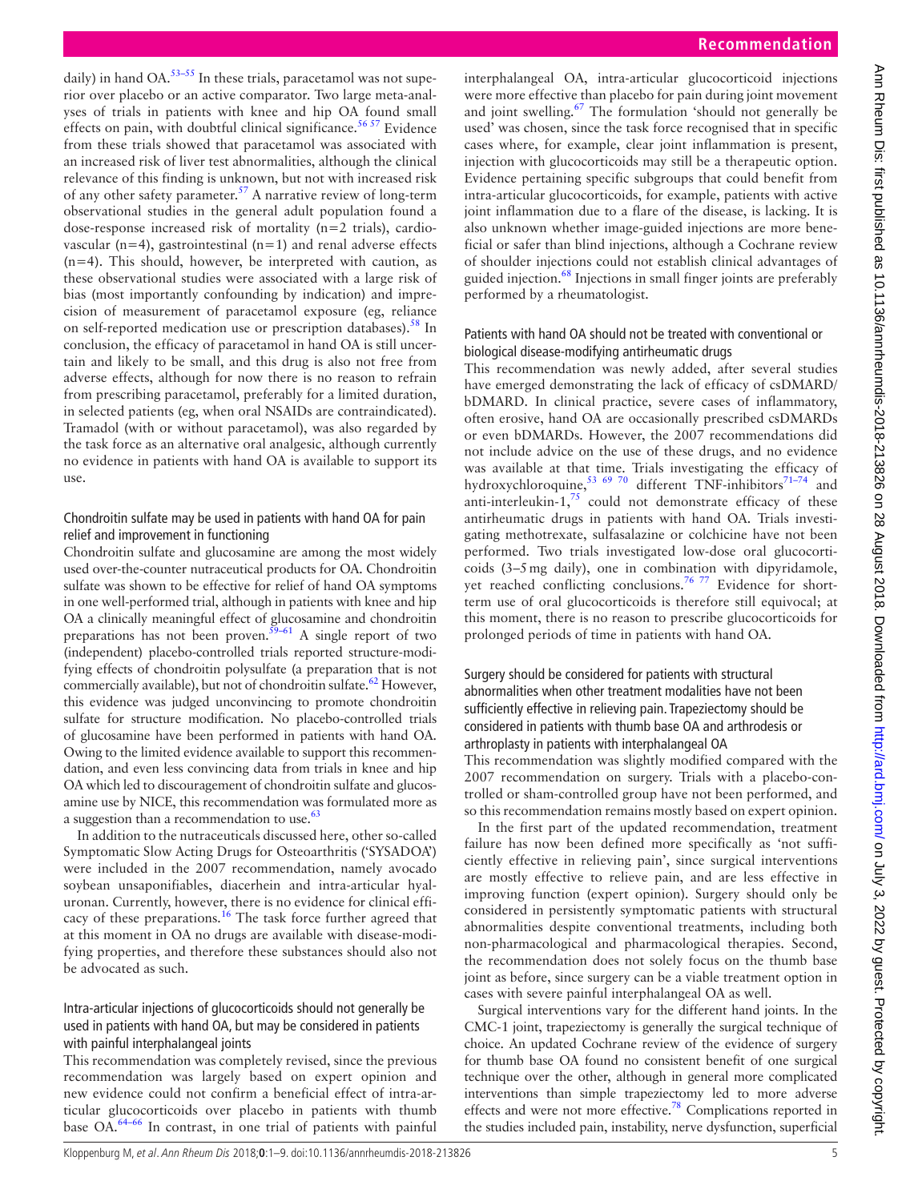daily) in hand OA.[53–55] In these trials, paracetamol was not superior over placebo or an active comparator. Two large meta-analyses of trials in patients with knee and hip OA found small effects on pain, with doubtful clinical significance.[56 57] Evidence from these trials showed that paracetamol was associated with an increased risk of liver test abnormalities, although the clinical relevance of this finding is unknown, but not with increased risk of any other safety parameter.[57] A narrative review of long-term observational studies in the general adult population found a dose-response increased risk of mortality (n=2 trials), cardiovascular (n=4), gastrointestinal (n=1) and renal adverse effects (n=4). This should, however, be interpreted with caution, as these observational studies were associated with a large risk of bias (most importantly confounding by indication) and imprecision of measurement of paracetamol exposure (eg, reliance on self-reported medication use or prescription databases).[58] In conclusion, the efficacy of paracetamol in hand OA is still uncertain and likely to be small, and this drug is also not free from adverse effects, although for now there is no reason to refrain from prescribing paracetamol, preferably for a limited duration, in selected patients (eg, when oral NSAIDs are contraindicated). Tramadol (with or without paracetamol), was also regarded by the task force as an alternative oral analgesic, although currently no evidence in patients with hand OA is available to support its use.

### Chondroitin sulfate may be used in patients with hand OA for pain relief and improvement in functioning

Chondroitin sulfate and glucosamine are among the most widely used over-the-counter nutraceutical products for OA. Chondroitin sulfate was shown to be effective for relief of hand OA symptoms in one well-performed trial, although in patients with knee and hip OA a clinically meaningful effect of glucosamine and chondroitin preparations has not been proven.[59–61] A single report of two (independent) placebo-controlled trials reported structure-modifying effects of chondroitin polysulfate (a preparation that is not commercially available), but not of chondroitin sulfate.[62] However, this evidence was judged unconvincing to promote chondroitin sulfate for structure modification. No placebo-controlled trials of glucosamine have been performed in patients with hand OA. Owing to the limited evidence available to support this recommendation, and even less convincing data from trials in knee and hip OA which led to discouragement of chondroitin sulfate and glucosamine use by NICE, this recommendation was formulated more as a suggestion than a recommendation to use.[63]

In addition to the nutraceuticals discussed here, other so-called Symptomatic Slow Acting Drugs for Osteoarthritis ('SYSADOA') were included in the 2007 recommendation, namely avocado soybean unsaponifiables, diacerhein and intra-articular hyaluronan. Currently, however, there is no evidence for clinical efficacy of these preparations.[16] The task force further agreed that at this moment in OA no drugs are available with disease-modifying properties, and therefore these substances should also not be advocated as such.

### Intra-articular injections of glucocorticoids should not generally be used in patients with hand OA, but may be considered in patients with painful interphalangeal joints

This recommendation was completely revised, since the previous recommendation was largely based on expert opinion and new evidence could not confirm a beneficial effect of intra-articular glucocorticoids over placebo in patients with thumb base OA.[64–66] In contrast, in one trial of patients with painful interphalangeal OA, intra-articular glucocorticoid injections were more effective than placebo for pain during joint movement and joint swelling.[67] The formulation 'should not generally be used' was chosen, since the task force recognised that in specific cases where, for example, clear joint inflammation is present, injection with glucocorticoids may still be a therapeutic option. Evidence pertaining specific subgroups that could benefit from intra-articular glucocorticoids, for example, patients with active joint inflammation due to a flare of the disease, is lacking. It is also unknown whether image-guided injections are more beneficial or safer than blind injections, although a Cochrane review of shoulder injections could not establish clinical advantages of guided injection.[68] Injections in small finger joints are preferably performed by a rheumatologist.

### Patients with hand OA should not be treated with conventional or biological disease-modifying antirheumatic drugs

This recommendation was newly added, after several studies have emerged demonstrating the lack of efficacy of csDMARD/bDMARD. In clinical practice, severe cases of inflammatory, often erosive, hand OA are occasionally prescribed csDMARDs or even bDMARDs. However, the 2007 recommendations did not include advice on the use of these drugs, and no evidence was available at that time. Trials investigating the efficacy of hydroxychloroquine,[53 69 70] different TNF-inhibitors[71–74] and anti-interleukin-1,[75] could not demonstrate efficacy of these antirheumatic drugs in patients with hand OA. Trials investigating methotrexate, sulfasalazine or colchicine have not been performed. Two trials investigated low-dose oral glucocorticoids (3–5 mg daily), one in combination with dipyridamole, yet reached conflicting conclusions.[76 77] Evidence for short-term use of oral glucocorticoids is therefore still equivocal; at this moment, there is no reason to prescribe glucocorticoids for prolonged periods of time in patients with hand OA.

### Surgery should be considered for patients with structural abnormalities when other treatment modalities have not been sufficiently effective in relieving pain. Trapeziectomy should be considered in patients with thumb base OA and arthrodesis or arthroplasty in patients with interphalangeal OA

This recommendation was slightly modified compared with the 2007 recommendation on surgery. Trials with a placebo-controlled or sham-controlled group have not been performed, and so this recommendation remains mostly based on expert opinion.

In the first part of the updated recommendation, treatment failure has now been defined more specifically as 'not sufficiently effective in relieving pain', since surgical interventions are mostly effective to relieve pain, and are less effective in improving function (expert opinion). Surgery should only be considered in persistently symptomatic patients with structural abnormalities despite conventional treatments, including both non-pharmacological and pharmacological therapies. Second, the recommendation does not solely focus on the thumb base joint as before, since surgery can be a viable treatment option in cases with severe painful interphalangeal OA as well.

Surgical interventions vary for the different hand joints. In the CMC-1 joint, trapeziectomy is generally the surgical technique of choice. An updated Cochrane review of the evidence of surgery for thumb base OA found no consistent benefit of one surgical technique over the other, although in general more complicated interventions than simple trapeziectomy led to more adverse effects and were not more effective.[78] Complications reported in the studies included pain, instability, nerve dysfunction, superficial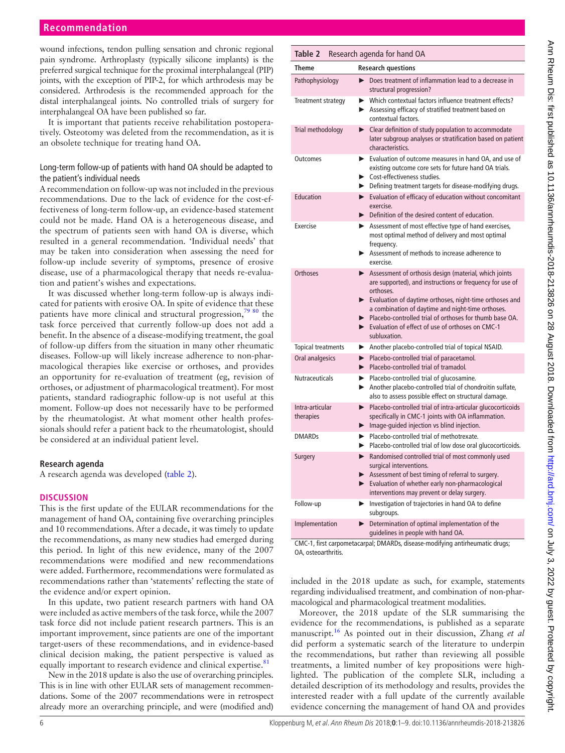wound infections, tendon pulling sensation and chronic regional pain syndrome. Arthroplasty (typically silicone implants) is the preferred surgical technique for the proximal interphalangeal (PIP) joints, with the exception of PIP-2, for which arthrodesis may be considered. Arthrodesis is the recommended approach for the distal interphalangeal joints. No controlled trials of surgery for interphalangeal OA have been published so far.

It is important that patients receive rehabilitation postoperatively. Osteotomy was deleted from the recommendation, as it is an obsolete technique for treating hand OA.

### Long-term follow-up of patients with hand OA should be adapted to the patient's individual needs

A recommendation on follow-up was not included in the previous recommendations. Due to the lack of evidence for the cost-effectiveness of long-term follow-up, an evidence-based statement could not be made. Hand OA is a heterogeneous disease, and the spectrum of patients seen with hand OA is diverse, which resulted in a general recommendation. 'Individual needs' that may be taken into consideration when assessing the need for follow-up include severity of symptoms, presence of erosive disease, use of a pharmacological therapy that needs re-evaluation and patient's wishes and expectations.

It was discussed whether long-term follow-up is always indicated for patients with erosive OA. In spite of evidence that these patients have more clinical and structural progression,[79 80] the task force perceived that currently follow-up does not add a benefit. In the absence of a disease-modifying treatment, the goal of follow-up differs from the situation in many other rheumatic diseases. Follow-up will likely increase adherence to non-pharmacological therapies like exercise or orthoses, and provides an opportunity for re-evaluation of treatment (eg, revision of orthoses, or adjustment of pharmacological treatment). For most patients, standard radiographic follow-up is not useful at this moment. Follow-up does not necessarily have to be performed by the rheumatologist. At what moment other health professionals should refer a patient back to the rheumatologist, should be considered at an individual patient level.

### Research agenda

A research agenda was developed (table 2).

**Table 2** Research agenda for hand OA

| Theme | Research questions |
|---|---|
| Pathophysiology | ▶ Does treatment of inflammation lead to a decrease in structural progression? |
| Treatment strategy | ▶ Which contextual factors influence treatment effects?<br>▶ Assessing efficacy of stratified treatment based on contextual factors. |
| Trial methodology | ▶ Clear definition of study population to accommodate later subgroup analyses or stratification based on patient characteristics. |
| Outcomes | ▶ Evaluation of outcome measures in hand OA, and use of existing outcome core sets for future hand OA trials.<br>▶ Cost-effectiveness studies.<br>▶ Defining treatment targets for disease-modifying drugs. |
| Education | ▶ Evaluation of efficacy of education without concomitant exercise.<br>▶ Definition of the desired content of education. |
| Exercise | ▶ Assessment of most effective type of hand exercises, most optimal method of delivery and most optimal frequency.<br>▶ Assessment of methods to increase adherence to exercise. |
| Orthoses | ▶ Assessment of orthosis design (material, which joints are supported), and instructions or frequency for use of orthoses.<br>▶ Evaluation of daytime orthoses, night-time orthoses and a combination of daytime and night-time orthoses.<br>▶ Placebo-controlled trial of orthoses for thumb base OA.<br>▶ Evaluation of effect of use of orthoses on CMC-1 subluxation. |
| Topical treatments | ▶ Another placebo-controlled trial of topical NSAID. |
| Oral analgesics | ▶ Placebo-controlled trial of paracetamol.<br>▶ Placebo-controlled trial of tramadol. |
| Nutraceuticals | ▶ Placebo-controlled trial of glucosamine.<br>▶ Another placebo-controlled trial of chondroitin sulfate, also to assess possible effect on structural damage. |
| Intra-articular therapies | ▶ Placebo-controlled trial of intra-articular glucocorticoids specifically in CMC-1 joints with OA inflammation.<br>▶ Image-guided injection vs blind injection. |
| DMARDs | ▶ Placebo-controlled trial of methotrexate.<br>▶ Placebo-controlled trial of low dose oral glucocorticoids. |
| Surgery | ▶ Randomised controlled trial of most commonly used surgical interventions.<br>▶ Assessment of best timing of referral to surgery.<br>▶ Evaluation of whether early non-pharmacological interventions may prevent or delay surgery. |
| Follow-up | ▶ Investigation of trajectories in hand OA to define subgroups. |
| Implementation | ▶ Determination of optimal implementation of the guidelines in people with hand OA. |

CMC-1, first carpometacarpal; DMARDs, disease-modifying antirheumatic drugs; OA, osteoarthritis.

## DISCUSSION

This is the first update of the EULAR recommendations for the management of hand OA, containing five overarching principles and 10 recommendations. After a decade, it was timely to update the recommendations, as many new studies had emerged during this period. In light of this new evidence, many of the 2007 recommendations were modified and new recommendations were added. Furthermore, recommendations were formulated as recommendations rather than 'statements' reflecting the state of the evidence and/or expert opinion.

In this update, two patient research partners with hand OA were included as active members of the task force, while the 2007 task force did not include patient research partners. This is an important improvement, since patients are one of the important target-users of these recommendations, and in evidence-based clinical decision making, the patient perspective is valued as equally important to research evidence and clinical expertise.[81]

New in the 2018 update is also the use of overarching principles. This is in line with other EULAR sets of management recommendations. Some of the 2007 recommendations were in retrospect already more an overarching principle, and were (modified and) included in the 2018 update as such, for example, statements regarding individualised treatment, and combination of non-pharmacological and pharmacological treatment modalities.

Moreover, the 2018 update of the SLR summarising the evidence for the recommendations, is published as a separate manuscript.[16] As pointed out in their discussion, Zhang *et al* did perform a systematic search of the literature to underpin the recommendations, but rather than reviewing all possible treatments, a limited number of key propositions were highlighted. The publication of the complete SLR, including a detailed description of its methodology and results, provides the interested reader with a full update of the currently available evidence concerning the management of hand OA and provides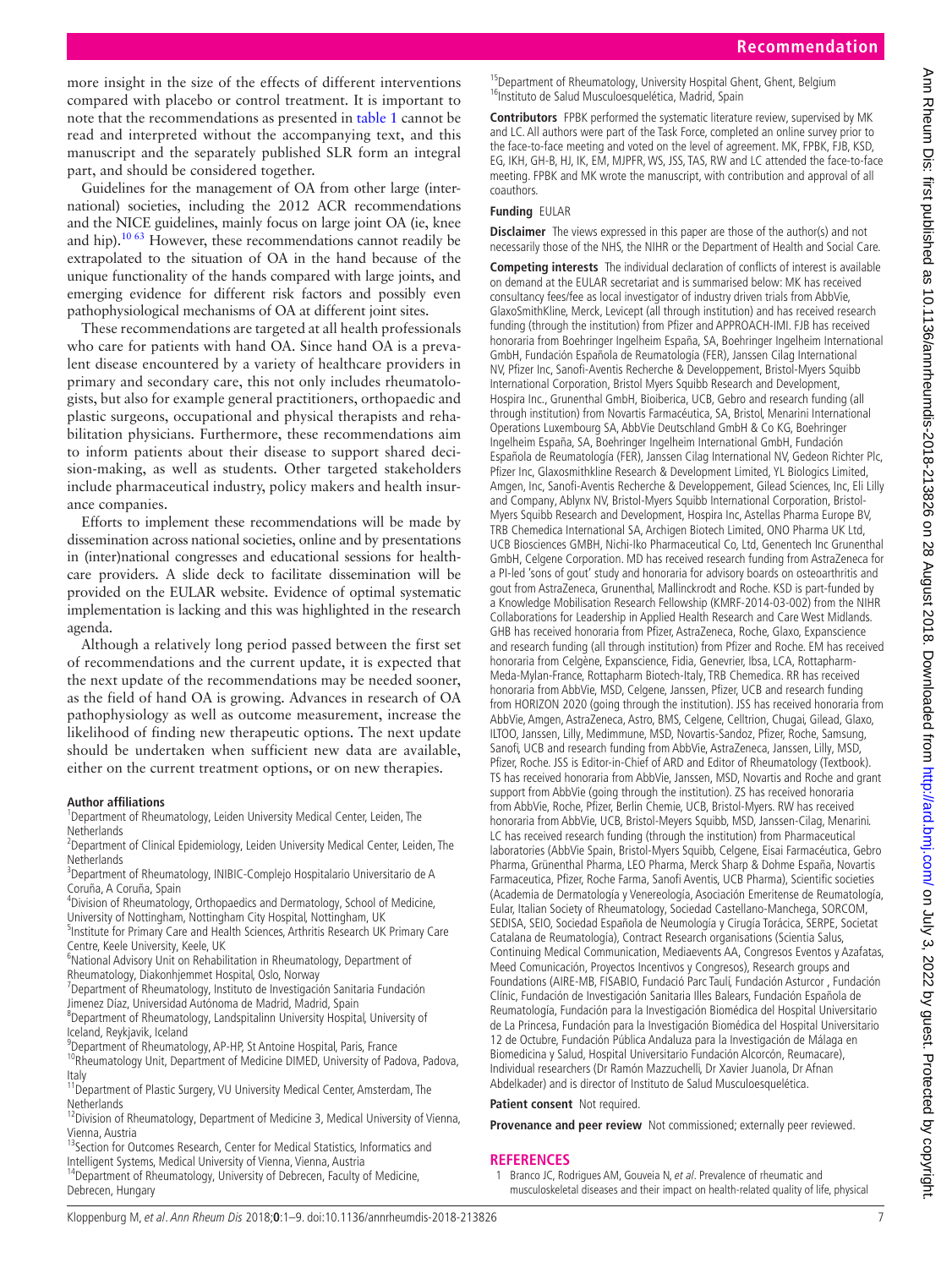more insight in the size of the effects of different interventions compared with placebo or control treatment. It is important to note that the recommendations as presented in table 1 cannot be read and interpreted without the accompanying text, and this manuscript and the separately published SLR form an integral part, and should be considered together.

Guidelines for the management of OA from other large (international) societies, including the 2012 ACR recommendations and the NICE guidelines, mainly focus on large joint OA (ie, knee and hip).[10 63] However, these recommendations cannot readily be extrapolated to the situation of OA in the hand because of the unique functionality of the hands compared with large joints, and emerging evidence for different risk factors and possibly even pathophysiological mechanisms of OA at different joint sites.

These recommendations are targeted at all health professionals who care for patients with hand OA. Since hand OA is a prevalent disease encountered by a variety of healthcare providers in primary and secondary care, this not only includes rheumatologists, but also for example general practitioners, orthopaedic and plastic surgeons, occupational and physical therapists and rehabilitation physicians. Furthermore, these recommendations aim to inform patients about their disease to support shared decision-making, as well as students. Other targeted stakeholders include pharmaceutical industry, policy makers and health insurance companies.

Efforts to implement these recommendations will be made by dissemination across national societies, online and by presentations in (inter)national congresses and educational sessions for healthcare providers. A slide deck to facilitate dissemination will be provided on the EULAR website. Evidence of optimal systematic implementation is lacking and this was highlighted in the research agenda.

Although a relatively long period passed between the first set of recommendations and the current update, it is expected that the next update of the recommendations may be needed sooner, as the field of hand OA is growing. Advances in research of OA pathophysiology as well as outcome measurement, increase the likelihood of finding new therapeutic options. The next update should be undertaken when sufficient new data are available, either on the current treatment options, or on new therapies.

**Author affiliations**

[1]Department of Rheumatology, Leiden University Medical Center, Leiden, The Netherlands
[2]Department of Clinical Epidemiology, Leiden University Medical Center, Leiden, The Netherlands
[3]Department of Rheumatology, INIBIC-Complejo Hospitalario Universitario de A Coruña, A Coruña, Spain
[4]Division of Rheumatology, Orthopaedics and Dermatology, School of Medicine, University of Nottingham, Nottingham City Hospital, Nottingham, UK
[5]Institute for Primary Care and Health Sciences, Arthritis Research UK Primary Care Centre, Keele University, Keele, UK
[6]National Advisory Unit on Rehabilitation in Rheumatology, Department of Rheumatology, Diakonhjemmet Hospital, Oslo, Norway
[7]Department of Rheumatology, Instituto de Investigación Sanitaria Fundación Jimenez Díaz, Universidad Autónoma de Madrid, Madrid, Spain
[8]Department of Rheumatology, Landspitalinn University Hospital, University of Iceland, Reykjavik, Iceland
[9]Department of Rheumatology, AP-HP, St Antoine Hospital, Paris, France
[10]Rheumatology Unit, Department of Medicine DIMED, University of Padova, Padova, Italy
[11]Department of Plastic Surgery, VU University Medical Center, Amsterdam, The Netherlands
[12]Division of Rheumatology, Department of Medicine 3, Medical University of Vienna, Vienna, Austria
[13]Section for Outcomes Research, Center for Medical Statistics, Informatics and Intelligent Systems, Medical University of Vienna, Vienna, Austria
[14]Department of Rheumatology, University of Debrecen, Faculty of Medicine, Debrecen, Hungary
[15]Department of Rheumatology, University Hospital Ghent, Ghent, Belgium
[16]Instituto de Salud Musculoesquelética, Madrid, Spain

**Contributors** FPBK performed the systematic literature review, supervised by MK and LC. All authors were part of the Task Force, completed an online survey prior to the face-to-face meeting and voted on the level of agreement. MK, FPBK, FJB, KSD, EG, IKH, GH-B, HJ, IK, EM, MJPFR, WS, JSS, TAS, RW and LC attended the face-to-face meeting. FPBK and MK wrote the manuscript, with contribution and approval of all coauthors.

**Funding** EULAR

**Disclaimer** The views expressed in this paper are those of the author(s) and not necessarily those of the NHS, the NIHR or the Department of Health and Social Care.

**Competing interests** The individual declaration of conflicts of interest is available on demand at the EULAR secretariat and is summarised below: MK has received consultancy fees/fee as local investigator of industry driven trials from AbbVie, GlaxoSmithKline, Merck, Levicept (all through institution) and has received research funding (through the institution) from Pfizer and APPROACH-IMI. FJB has received honoraria from Boehringer Ingelheim España, SA, Boehringer Ingelheim International GmbH, Fundación Española de Reumatología (FER), Janssen Cilag International NV, Pfizer Inc, Sanofi-Aventis Recherche & Developpement, Bristol-Myers Squibb International Corporation, Bristol Myers Squibb Research and Development, Hospira Inc., Grunenthal GmbH, Bioiberica, UCB, Gebro and research funding (all through institution) from Novartis Farmacéutica, SA, Bristol, Menarini International Operations Luxembourg SA, AbbVie Deutschland GmbH & Co KG, Boehringer Ingelheim España, SA, Boehringer Ingelheim International GmbH, Fundación Española de Reumatología (FER), Janssen Cilag International NV, Gedeon Richter Plc, Pfizer Inc, Glaxosmithkline Research & Development Limited, YL Biologics Limited, Amgen, Inc, Sanofi-Aventis Recherche & Developpement, Gilead Sciences, Inc, Eli Lilly and Company, Ablynx NV, Bristol-Myers Squibb International Corporation, Bristol-Myers Squibb Research and Development, Hospira Inc, Astellas Pharma Europe BV, TRB Chemedica International SA, Archigen Biotech Limited, ONO Pharma UK Ltd, UCB Biosciences GMBH, Nichi-Iko Pharmaceutical Co, Ltd, Genentech Inc Grunenthal GmbH, Celgene Corporation. MD has received research funding from AstraZeneca for a PI-led 'sons of gout' study and honoraria for advisory boards on osteoarthritis and gout from AstraZeneca, Grunenthal, Mallinckrodt and Roche. KSD is part-funded by a Knowledge Mobilisation Research Fellowship (KMRF-2014-03-002) from the NIHR Collaborations for Leadership in Applied Health Research and Care West Midlands. GHB has received honoraria from Pfizer, AstraZeneca, Roche, Glaxo, Expanscience and research funding (all through institution) from Pfizer and Roche. EM has received honoraria from Celgène, Expanscience, Fidia, Genevrier, Ibsa, LCA, Rottapharm-Meda-Mylan-France, Rottapharm Biotech-Italy, TRB Chemedica. RR has received honoraria from AbbVie, MSD, Celgene, Janssen, Pfizer, UCB and research funding from HORIZON 2020 (going through the institution). JSS has received honoraria from AbbVie, Amgen, AstraZeneca, Astro, BMS, Celgene, Celltrion, Chugai, Gilead, Glaxo, ILTOO, Janssen, Lilly, Medimmune, MSD, Novartis-Sandoz, Pfizer, Roche, Samsung, Sanofi, UCB and research funding from AbbVie, AstraZeneca, Janssen, Lilly, MSD, Pfizer, Roche. JSS is Editor-in-Chief of ARD and Editor of Rheumatology (Textbook). TS has received honoraria from AbbVie, Janssen, MSD, Novartis and Roche and grant support from AbbVie (going through the institution). ZS has received honoraria from AbbVie, Roche, Pfizer, Berlin Chemie, UCB, Bristol-Myers. RW has received honoraria from AbbVie, UCB, Bristol-Meyers Squibb, MSD, Janssen-Cilag, Menarini. LC has received research funding (through the institution) from Pharmaceutical laboratories (AbbVie Spain, Bristol-Myers Squibb, Celgene, Eisai Farmacéutica, Gebro Pharma, Grünenthal Pharma, LEO Pharma, Merck Sharp & Dohme España, Novartis Farmaceutica, Pfizer, Roche Farma, Sanofi Aventis, UCB Pharma), Scientific societies (Academia de Dermatología y Venereología, Asociación Emeritense de Reumatología, Eular, Italian Society of Rheumatology, Sociedad Castellano-Manchega, SORCOM, SEDISA, SEIO, Sociedad Española de Neumología y Cirugía Torácica, SERPE, Societat Catalana de Reumatología), Contract Research organisations (Scientia Salus, Continuing Medical Communication, Mediaevents AA, Congresos Eventos y Azafatas, Meed Comunicación, Proyectos Incentivos y Congresos), Research groups and Foundations (AIRE-MB, FISABIO, Fundació Parc Taulí, Fundación Asturcor , Fundación Clínic, Fundación de Investigación Sanitaria Illes Balears, Fundación Española de Reumatología, Fundación para la Investigación Biomédica del Hospital Universitario de La Princesa, Fundación para la Investigación Biomédica del Hospital Universitario 12 de Octubre, Fundación Pública Andaluza para la Investigación de Málaga en Biomedicina y Salud, Hospital Universitario Fundación Alcorcón, Reumacare), Individual researchers (Dr Ramón Mazzuchelli, Dr Xavier Juanola, Dr Afnan Abdelkader) and is director of Instituto de Salud Musculoesquelética.

**Patient consent** Not required.

**Provenance and peer review** Not commissioned; externally peer reviewed.

## REFERENCES

1. Branco JC, Rodrigues AM, Gouveia N, *et al*. Prevalence of rheumatic and musculoskeletal diseases and their impact on health-related quality of life, physical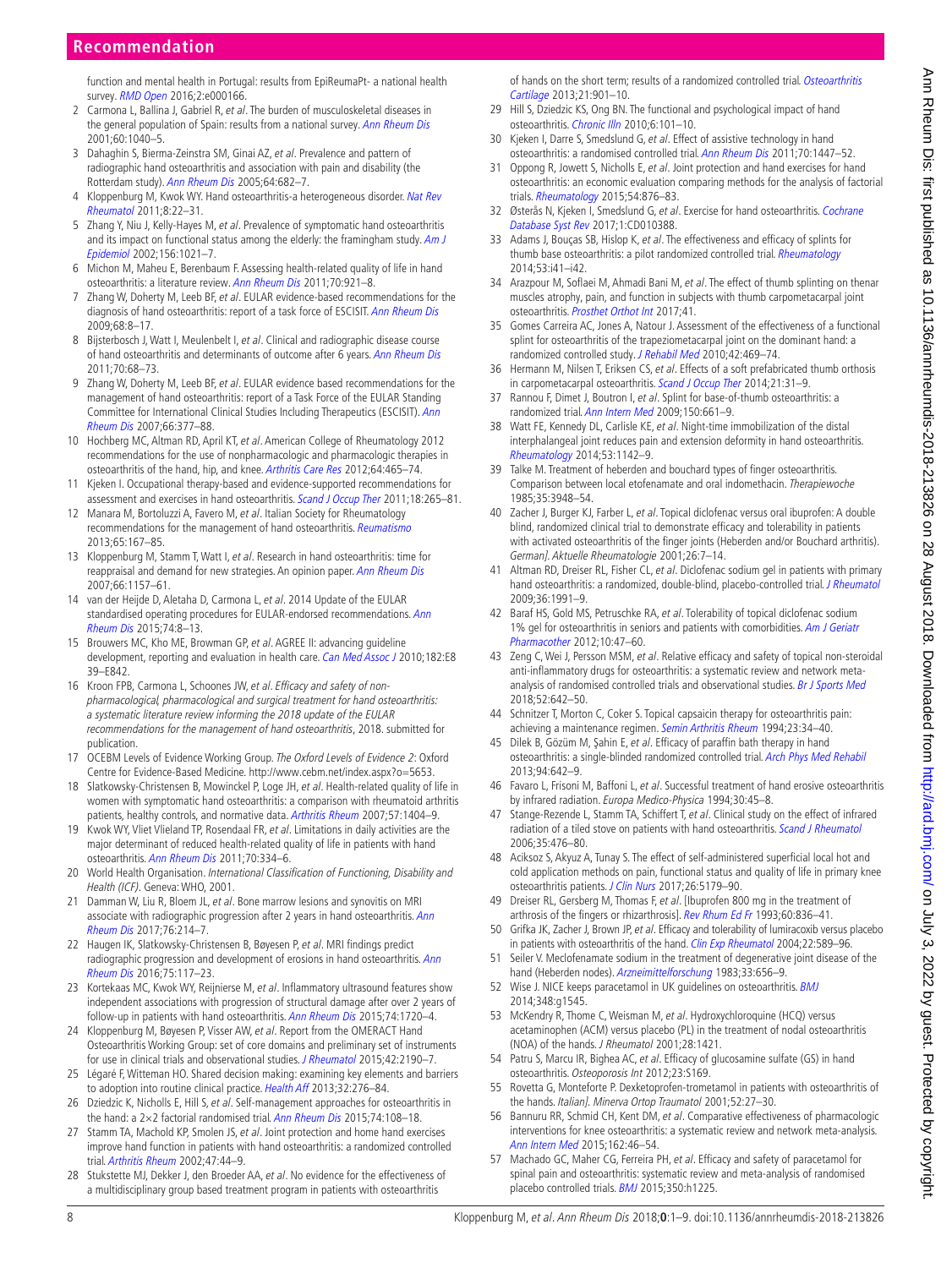function and mental health in Portugal: results from EpiReumaPt- a national health survey. *RMD Open* 2016;2:e000166.

2. Carmona L, Ballina J, Gabriel R, *et al*. The burden of musculoskeletal diseases in the general population of Spain: results from a national survey. *Ann Rheum Dis* 2001;60:1040–5.
3. Dahaghin S, Bierma-Zeinstra SM, Ginai AZ, *et al*. Prevalence and pattern of radiographic hand osteoarthritis and association with pain and disability (the Rotterdam study). *Ann Rheum Dis* 2005;64:682–7.
4. Kloppenburg M, Kwok WY. Hand osteoarthritis-a heterogeneous disorder. *Nat Rev Rheumatol* 2011;8:22–31.
5. Zhang Y, Niu J, Kelly-Hayes M, *et al*. Prevalence of symptomatic hand osteoarthritis and its impact on functional status among the elderly: the framingham study. *Am J Epidemiol* 2002;156:1021–7.
6. Michon M, Maheu E, Berenbaum F. Assessing health-related quality of life in hand osteoarthritis: a literature review. *Ann Rheum Dis* 2011;70:921–8.
7. Zhang W, Doherty M, Leeb BF, *et al*. EULAR evidence-based recommendations for the diagnosis of hand osteoarthritis: report of a task force of ESCISIT. *Ann Rheum Dis* 2009;68:8–17.
8. Bijsterbosch J, Watt I, Meulenbelt I, *et al*. Clinical and radiographic disease course of hand osteoarthritis and determinants of outcome after 6 years. *Ann Rheum Dis* 2011;70:68–73.
9. Zhang W, Doherty M, Leeb BF, *et al*. EULAR evidence based recommendations for the management of hand osteoarthritis: report of a Task Force of the EULAR Standing Committee for International Clinical Studies Including Therapeutics (ESCISIT). *Ann Rheum Dis* 2007;66:377–88.
10. Hochberg MC, Altman RD, April KT, *et al*. American College of Rheumatology 2012 recommendations for the use of nonpharmacologic and pharmacologic therapies in osteoarthritis of the hand, hip, and knee. *Arthritis Care Res* 2012;64:465–74.
11. Kjeken I. Occupational therapy-based and evidence-supported recommendations for assessment and exercises in hand osteoarthritis. *Scand J Occup Ther* 2011;18:265–81.
12. Manara M, Bortoluzzi A, Favero M, *et al*. Italian Society for Rheumatology recommendations for the management of hand osteoarthritis. *Reumatismo* 2013;65:167–85.
13. Kloppenburg M, Stamm T, Watt I, *et al*. Research in hand osteoarthritis: time for reappraisal and demand for new strategies. An opinion paper. *Ann Rheum Dis* 2007;66:1157–61.
14. van der Heijde D, Aletaha D, Carmona L, *et al*. 2014 Update of the EULAR standardised operating procedures for EULAR-endorsed recommendations. *Ann Rheum Dis* 2015;74:8–13.
15. Brouwers MC, Kho ME, Browman GP, *et al*. AGREE II: advancing guideline development, reporting and evaluation in health care. *Can Med Assoc J* 2010;182:E8 39–E842.
16. Kroon FPB, Carmona L, Schoones JW, *et al*. *Efficacy and safety of non-pharmacological, pharmacological and surgical treatment for hand osteoarthritis: a systematic literature review informing the 2018 update of the EULAR recommendations for the management of hand osteoarthritis*, 2018. submitted for publication.
17. OCEBM Levels of Evidence Working Group. *The Oxford Levels of Evidence 2*: Oxford Centre for Evidence-Based Medicine. http://www.cebm.net/index.aspx?o=5653.
18. Slatkowsky-Christensen B, Mowinckel P, Loge JH, *et al*. Health-related quality of life in women with symptomatic hand osteoarthritis: a comparison with rheumatoid arthritis patients, healthy controls, and normative data. *Arthritis Rheum* 2007;57:1404–9.
19. Kwok WY, Vliet Vlieland TP, Rosendaal FR, *et al*. Limitations in daily activities are the major determinant of reduced health-related quality of life in patients with hand osteoarthritis. *Ann Rheum Dis* 2011;70:334–6.
20. World Health Organisation. *International Classification of Functioning, Disability and Health (ICF)*. Geneva: WHO, 2001.
21. Damman W, Liu R, Bloem JL, *et al*. Bone marrow lesions and synovitis on MRI associate with radiographic progression after 2 years in hand osteoarthritis. *Ann Rheum Dis* 2017;76:214–7.
22. Haugen IK, Slatkowsky-Christensen B, Bøyesen P, *et al*. MRI findings predict radiographic progression and development of erosions in hand osteoarthritis. *Ann Rheum Dis* 2016;75:117–23.
23. Kortekaas MC, Kwok WY, Reijnierse M, *et al*. Inflammatory ultrasound features show independent associations with progression of structural damage after over 2 years of follow-up in patients with hand osteoarthritis. *Ann Rheum Dis* 2015;74:1720–4.
24. Kloppenburg M, Bøyesen P, Visser AW, *et al*. Report from the OMERACT Hand Osteoarthritis Working Group: set of core domains and preliminary set of instruments for use in clinical trials and observational studies. *J Rheumatol* 2015;42:2190–7.
25. Légaré F, Witteman HO. Shared decision making: examining key elements and barriers to adoption into routine clinical practice. *Health Aff* 2013;32:276–84.
26. Dziedzic K, Nicholls E, Hill S, *et al*. Self-management approaches for osteoarthritis in the hand: a 2×2 factorial randomised trial. *Ann Rheum Dis* 2015;74:108–18.
27. Stamm TA, Machold KP, Smolen JS, *et al*. Joint protection and home hand exercises improve hand function in patients with hand osteoarthritis: a randomized controlled trial. *Arthritis Rheum* 2002;47:44–9.
28. Stukstette MJ, Dekker J, den Broeder AA, *et al*. No evidence for the effectiveness of a multidisciplinary group based treatment program in patients with osteoarthritis of hands on the short term; results of a randomized controlled trial. *Osteoarthritis Cartilage* 2013;21:901–10.
29. Hill S, Dziedzic KS, Ong BN. The functional and psychological impact of hand osteoarthritis. *Chronic Illn* 2010;6:101–10.
30. Kjeken I, Darre S, Smedslund G, *et al*. Effect of assistive technology in hand osteoarthritis: a randomised controlled trial. *Ann Rheum Dis* 2011;70:1447–52.
31. Oppong R, Jowett S, Nicholls E, *et al*. Joint protection and hand exercises for hand osteoarthritis: an economic evaluation comparing methods for the analysis of factorial trials. *Rheumatology* 2015;54:876–83.
32. Østerås N, Kjeken I, Smedslund G, *et al*. Exercise for hand osteoarthritis. *Cochrane Database Syst Rev* 2017;1:CD010388.
33. Adams J, Bouças SB, Hislop K, *et al*. The effectiveness and efficacy of splints for thumb base osteoarthritis: a pilot randomized controlled trial. *Rheumatology* 2014;53:i41–i42.
34. Arazpour M, Soflaei M, Ahmadi Bani M, *et al*. The effect of thumb splinting on thenar muscles atrophy, pain, and function in subjects with thumb carpometacarpal joint osteoarthritis. *Prosthet Orthot Int* 2017;41.
35. Gomes Carreira AC, Jones A, Natour J. Assessment of the effectiveness of a functional splint for osteoarthritis of the trapeziometacarpal joint on the dominant hand: a randomized controlled study. *J Rehabil Med* 2010;42:469–74.
36. Hermann M, Nilsen T, Eriksen CS, *et al*. Effects of a soft prefabricated thumb orthosis in carpometacarpal osteoarthritis. *Scand J Occup Ther* 2014;21:31–9.
37. Rannou F, Dimet J, Boutron I, *et al*. Splint for base-of-thumb osteoarthritis: a randomized trial. *Ann Intern Med* 2009;150:661–9.
38. Watt FE, Kennedy DL, Carlisle KE, *et al*. Night-time immobilization of the distal interphalangeal joint reduces pain and extension deformity in hand osteoarthritis. *Rheumatology* 2014;53:1142–9.
39. Talke M. Treatment of heberden and bouchard types of finger osteoarthritis. Comparison between local etofenamate and oral indomethacin. *Therapiewoche* 1985;35:3948–54.
40. Zacher J, Burger KJ, Farber L, *et al*. Topical diclofenac versus oral ibuprofen: A double blind, randomized clinical trial to demonstrate efficacy and tolerability in patients with activated osteoarthritis of the finger joints (Heberden and/or Bouchard arthritis). German]. *Aktuelle Rheumatologie* 2001;26:7–14.
41. Altman RD, Dreiser RL, Fisher CL, *et al*. Diclofenac sodium gel in patients with primary hand osteoarthritis: a randomized, double-blind, placebo-controlled trial. *J Rheumatol* 2009;36:1991–9.
42. Baraf HS, Gold MS, Petruschke RA, *et al*. Tolerability of topical diclofenac sodium 1% gel for osteoarthritis in seniors and patients with comorbidities. *Am J Geriatr Pharmacother* 2012;10:47–60.
43. Zeng C, Wei J, Persson MSM, *et al*. Relative efficacy and safety of topical non-steroidal anti-inflammatory drugs for osteoarthritis: a systematic review and network meta-analysis of randomised controlled trials and observational studies. *Br J Sports Med* 2018;52:642–50.
44. Schnitzer T, Morton C, Coker S. Topical capsaicin therapy for osteoarthritis pain: achieving a maintenance regimen. *Semin Arthritis Rheum* 1994;23:34–40.
45. Dilek B, Gözüm M, Şahin E, *et al*. Efficacy of paraffin bath therapy in hand osteoarthritis: a single-blinded randomized controlled trial. *Arch Phys Med Rehabil* 2013;94:642–9.
46. Favaro L, Frisoni M, Baffoni L, *et al*. Successful treatment of hand erosive osteoarthritis by infrared radiation. *Europa Medico-Physica* 1994;30:45–8.
47. Stange-Rezende L, Stamm TA, Schiffert T, *et al*. Clinical study on the effect of infrared radiation of a tiled stove on patients with hand osteoarthritis. *Scand J Rheumatol* 2006;35:476–80.
48. Aciksoz S, Akyuz A, Tunay S. The effect of self-administered superficial local hot and cold application methods on pain, functional status and quality of life in primary knee osteoarthritis patients. *J Clin Nurs* 2017;26:5179–90.
49. Dreiser RL, Gersberg M, Thomas F, *et al*. [Ibuprofen 800 mg in the treatment of arthrosis of the fingers or rhizarthrosis]. *Rev Rhum Ed Fr* 1993;60:836–41.
50. Grifka JK, Zacher J, Brown JP, *et al*. Efficacy and tolerability of lumiracoxib versus placebo in patients with osteoarthritis of the hand. *Clin Exp Rheumatol* 2004;22:589–96.
51. Seiler V. Meclofenamate sodium in the treatment of degenerative joint disease of the hand (Heberden nodes). *Arzneimittelforschung* 1983;33:656–9.
52. Wise J. NICE keeps paracetamol in UK guidelines on osteoarthritis. *BMJ* 2014;348:g1545.
53. McKendry R, Thome C, Weisman M, *et al*. Hydroxychloroquine (HCQ) versus acetaminophen (ACM) versus placebo (PL) in the treatment of nodal osteoarthritis (NOA) of the hands. *J Rheumatol* 2001;28:1421.
54. Patru S, Marcu IR, Bighea AC, *et al*. Efficacy of glucosamine sulfate (GS) in hand osteoarthritis. *Osteoporosis Int* 2012;23:S169.
55. Rovetta G, Monteforte P. Dexketoprofen-trometamol in patients with osteoarthritis of the hands. Italian]. *Minerva Ortop Traumatol* 2001;52:27–30.
56. Bannuru RR, Schmid CH, Kent DM, *et al*. Comparative effectiveness of pharmacologic interventions for knee osteoarthritis: a systematic review and network meta-analysis. *Ann Intern Med* 2015;162:46–54.
57. Machado GC, Maher CG, Ferreira PH, *et al*. Efficacy and safety of paracetamol for spinal pain and osteoarthritis: systematic review and meta-analysis of randomised placebo controlled trials. *BMJ* 2015;350:h1225.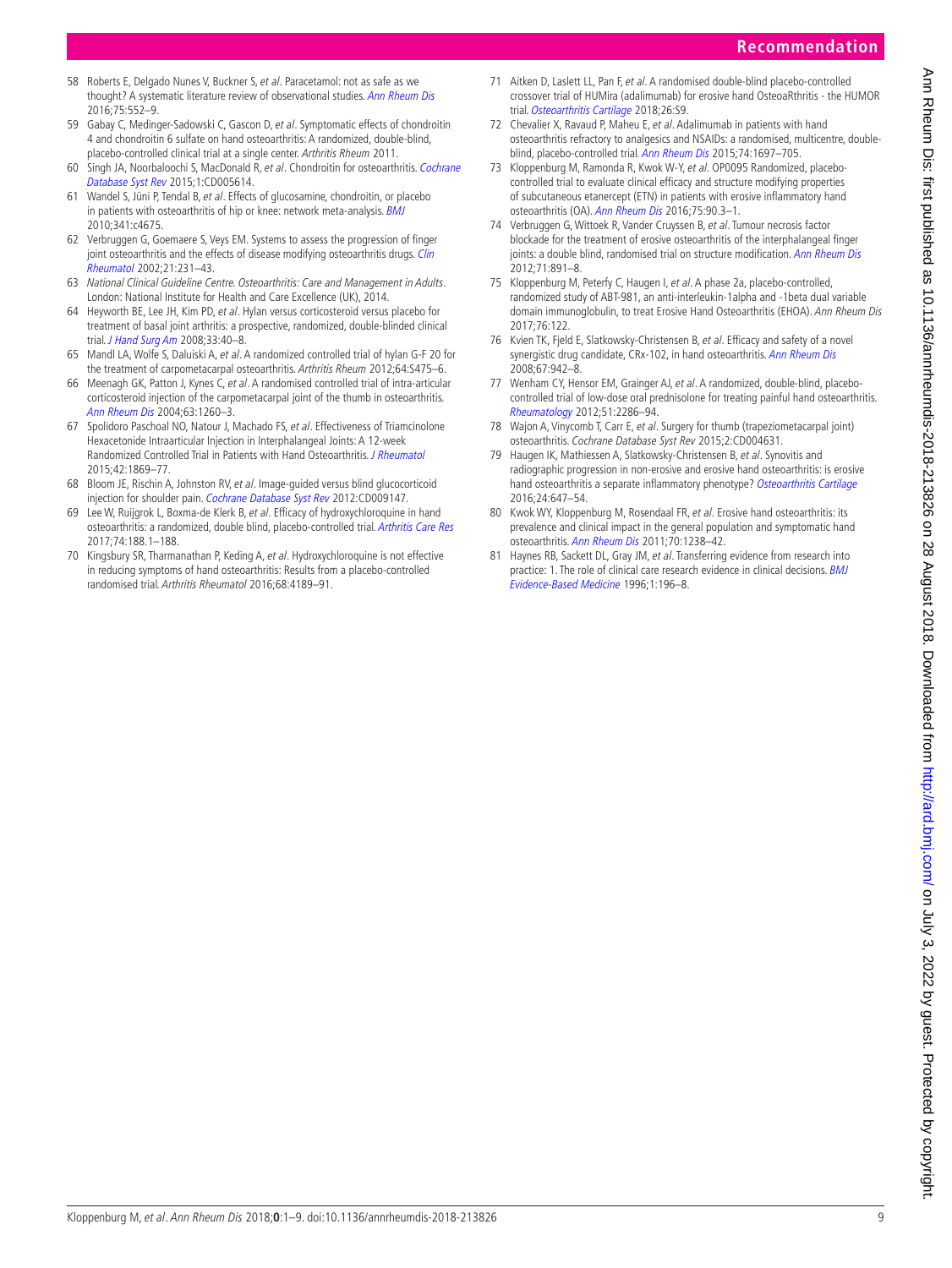58 Roberts E, Delgado Nunes V, Buckner S, *et al*. Paracetamol: not as safe as we thought? A systematic literature review of observational studies. *Ann Rheum Dis* 2016;75:552–9.

59 Gabay C, Medinger-Sadowski C, Gascon D, *et al*. Symptomatic effects of chondroitin 4 and chondroitin 6 sulfate on hand osteoarthritis: A randomized, double-blind, placebo-controlled clinical trial at a single center. *Arthritis Rheum* 2011.

60 Singh JA, Noorbaloochi S, MacDonald R, *et al*. Chondroitin for osteoarthritis. *Cochrane Database Syst Rev* 2015;1:CD005614.

61 Wandel S, Jüni P, Tendal B, *et al*. Effects of glucosamine, chondroitin, or placebo in patients with osteoarthritis of hip or knee: network meta-analysis. *BMJ* 2010;341:c4675.

62 Verbruggen G, Goemaere S, Veys EM. Systems to assess the progression of finger joint osteoarthritis and the effects of disease modifying osteoarthritis drugs. *Clin Rheumatol* 2002;21:231–43.

63 *National Clinical Guideline Centre. Osteoarthritis: Care and Management in Adults*. London: National Institute for Health and Care Excellence (UK), 2014.

64 Heyworth BE, Lee JH, Kim PD, *et al*. Hylan versus corticosteroid versus placebo for treatment of basal joint arthritis: a prospective, randomized, double-blinded clinical trial. *J Hand Surg Am* 2008;33:40–8.

65 Mandl LA, Wolfe S, Daluiski A, *et al*. A randomized controlled trial of hylan G-F 20 for the treatment of carpometacarpal osteoarthritis. *Arthritis Rheum* 2012;64:S475–6.

66 Meenagh GK, Patton J, Kynes C, *et al*. A randomised controlled trial of intra-articular corticosteroid injection of the carpometacarpal joint of the thumb in osteoarthritis. *Ann Rheum Dis* 2004;63:1260–3.

67 Spolidoro Paschoal NO, Natour J, Machado FS, *et al*. Effectiveness of Triamcinolone Hexacetonide Intraarticular Injection in Interphalangeal Joints: A 12-week Randomized Controlled Trial in Patients with Hand Osteoarthritis. *J Rheumatol* 2015;42:1869–77.

68 Bloom JE, Rischin A, Johnston RV, *et al*. Image-guided versus blind glucocorticoid injection for shoulder pain. *Cochrane Database Syst Rev* 2012:CD009147.

69 Lee W, Ruijgrok L, Boxma-de Klerk B, *et al*. Efficacy of hydroxychloroquine in hand osteoarthritis: a randomized, double blind, placebo-controlled trial. *Arthritis Care Res* 2017;74:188.1–188.

70 Kingsbury SR, Tharmanathan P, Keding A, *et al*. Hydroxychloroquine is not effective in reducing symptoms of hand osteoarthritis: Results from a placebo-controlled randomised trial. *Arthritis Rheumatol* 2016;68:4189–91.

71 Aitken D, Laslett LL, Pan F, *et al*. A randomised double-blind placebo-controlled crossover trial of HUMira (adalimumab) for erosive hand OsteoaRthritis - the HUMOR trial. *Osteoarthritis Cartilage* 2018;26:S9.

72 Chevalier X, Ravaud P, Maheu E, *et al*. Adalimumab in patients with hand osteoarthritis refractory to analgesics and NSAIDs: a randomised, multicentre, double-blind, placebo-controlled trial. *Ann Rheum Dis* 2015;74:1697–705.

73 Kloppenburg M, Ramonda R, Kwok W-Y, *et al*. OP0095 Randomized, placebo-controlled trial to evaluate clinical efficacy and structure modifying properties of subcutaneous etanercept (ETN) in patients with erosive inflammatory hand osteoarthritis (OA). *Ann Rheum Dis* 2016;75:90.3–1.

74 Verbruggen G, Wittoek R, Vander Cruyssen B, *et al*. Tumour necrosis factor blockade for the treatment of erosive osteoarthritis of the interphalangeal finger joints: a double blind, randomised trial on structure modification. *Ann Rheum Dis* 2012;71:891–8.

75 Kloppenburg M, Peterfy C, Haugen I, *et al*. A phase 2a, placebo-controlled, randomized study of ABT-981, an anti-interleukin-1alpha and -1beta dual variable domain immunoglobulin, to treat Erosive Hand Osteoarthritis (EHOA). *Ann Rheum Dis* 2017;76:122.

76 Kvien TK, Fjeld E, Slatkowsky-Christensen B, *et al*. Efficacy and safety of a novel synergistic drug candidate, CRx-102, in hand osteoarthritis. *Ann Rheum Dis* 2008;67:942–8.

77 Wenham CY, Hensor EM, Grainger AJ, *et al*. A randomized, double-blind, placebo-controlled trial of low-dose oral prednisolone for treating painful hand osteoarthritis. *Rheumatology* 2012;51:2286–94.

78 Wajon A, Vinycomb T, Carr E, *et al*. Surgery for thumb (trapeziometacarpal joint) osteoarthritis. *Cochrane Database Syst Rev* 2015;2:CD004631.

79 Haugen IK, Mathiessen A, Slatkowsky-Christensen B, *et al*. Synovitis and radiographic progression in non-erosive and erosive hand osteoarthritis: is erosive hand osteoarthritis a separate inflammatory phenotype? *Osteoarthritis Cartilage* 2016;24:647–54.

80 Kwok WY, Kloppenburg M, Rosendaal FR, *et al*. Erosive hand osteoarthritis: its prevalence and clinical impact in the general population and symptomatic hand osteoarthritis. *Ann Rheum Dis* 2011;70:1238–42.

81 Haynes RB, Sackett DL, Gray JM, *et al*. Transferring evidence from research into practice: 1. The role of clinical care research evidence in clinical decisions. *BMJ Evidence-Based Medicine* 1996;1:196–8.